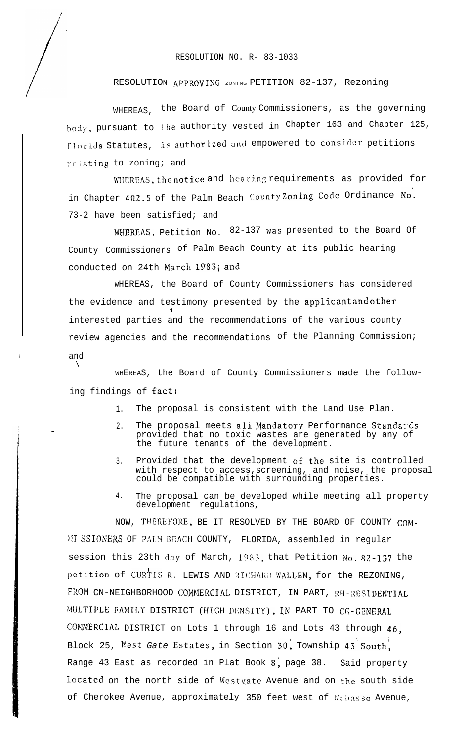RESOLUTION NO. R- 83-1033

RESOLUTION APPROVING ZONING PETITION 82-137, Rezoning

WHEREAS, the Board of County Commissioners, as the governing body, pursuant to the authority vested in Chapter 163 and Chapter 125, Florida Statutes, is authorized and empowered to consider petitions relating to zoning; and

WHEREAS, the notice and hearing requirements as provided for in Chapter 402.5 of the Palm Beach County Zoning Code Ordinance No. 73-2 have been satisfied; and

WHEREAS, Petition No. 82-137 was presented to the Board Of County Commissioners of Palm Beach County at its public hearing conducted on 24th March 1983; and

WHEREAS, the Board of County Commissioners has considered the evidence and testimony presented by the applicant and other interested parties and the recommendations of the various county review agencies and the recommendations of the Planning Commission; and

WHEREAS, the Board of County Commissioners made the following findings of fact:

1. The proposal is consistent with the Land Use Plan.
2. The proposal meets all Mandatory Performance Standards provided that no toxic wastes are generated by any of the future tenants of the development.
3. Provided that the development of the site is controlled with respect to access, screening, and noise, the proposal could be compatible with surrounding properties.
4. The proposal can be developed while meeting all property development regulations,

NOW, THEREFORE, BE IT RESOLVED BY THE BOARD OF COUNTY COMMISSIONERS OF PALM BEACH COUNTY, FLORIDA, assembled in regular session this 23th day of March, 1983, that Petition No. 82-137 the petition of CURTIS R. LEWIS AND RICHARD WALLEN, for the REZONING, FROM CN-NEIGHBORHOOD COMMERCIAL DISTRICT, IN PART, RH-RESIDENTIAL MULTIPLE FAMILY DISTRICT (HIGH DENSITY), IN PART TO CG-GENERAL COMMERCIAL DISTRICT on Lots 1 through 16 and Lots 43 through 46, Block 25, West *Gate* Estates, in Section 30, Township 43 South, Range 43 East as recorded in Plat Book 8, page 38. Said property located on the north side of Westgate Avenue and on the south side of Cherokee Avenue, approximately 350 feet west of Wabasso Avenue,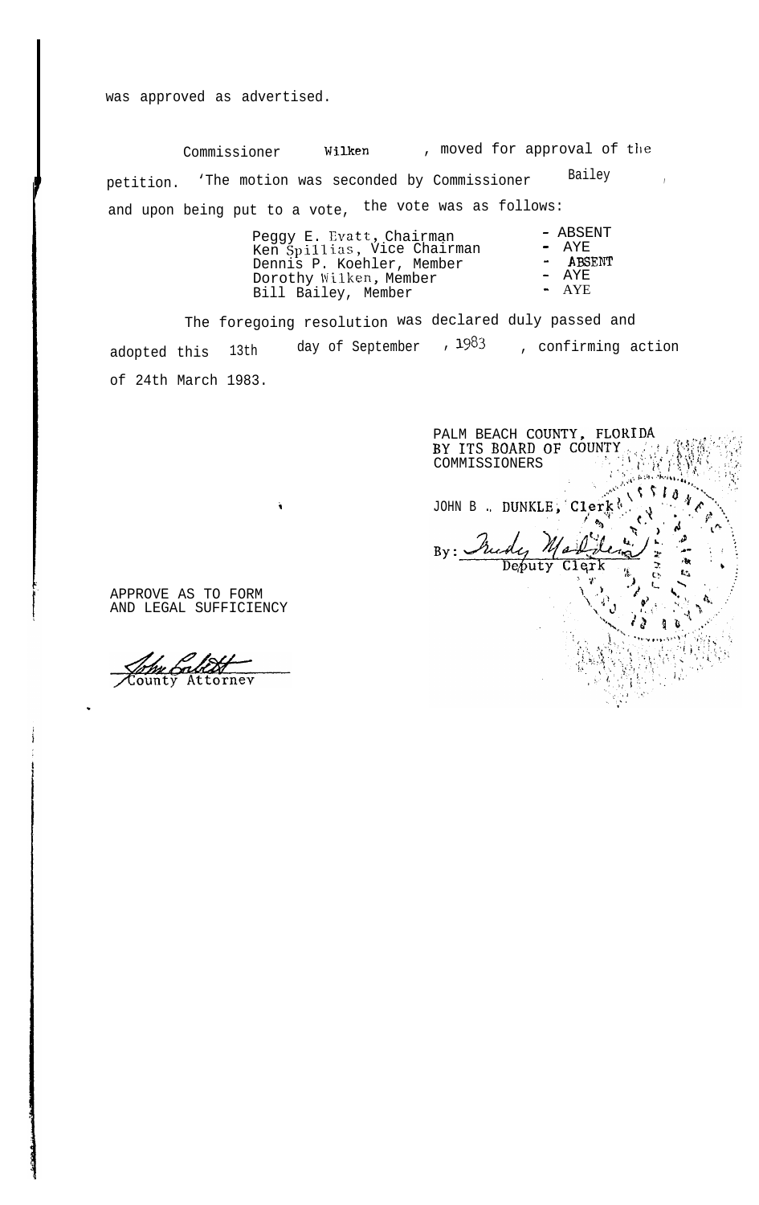was approved as advertised.

Commissioner Wilken, moved for approval of the petition. 'The motion was seconded by Commissioner Bailey, and upon being put to a vote, the vote was as follows:

| | |
|---|---|
| Peggy E. Evatt, Chairman | - ABSENT |
| Ken Spillias, Vice Chairman | - AYE |
| Dennis P. Koehler, Member | - ABSENT |
| Dorothy Wilken, Member | - AYE |
| Bill Bailey, Member | - AYE |

The foregoing resolution was declared duly passed and adopted this 13th day of September, 1983, confirming action of 24th March 1983.

PALM BEACH COUNTY, FLORIDA
BY ITS BOARD OF COUNTY
COMMISSIONERS

JOHN B. DUNKLE, Clerk

By: Trudy Madden
Deputy Clerk

APPROVE AS TO FORM
AND LEGAL SUFFICIENCY

John Corbett
County Attorney